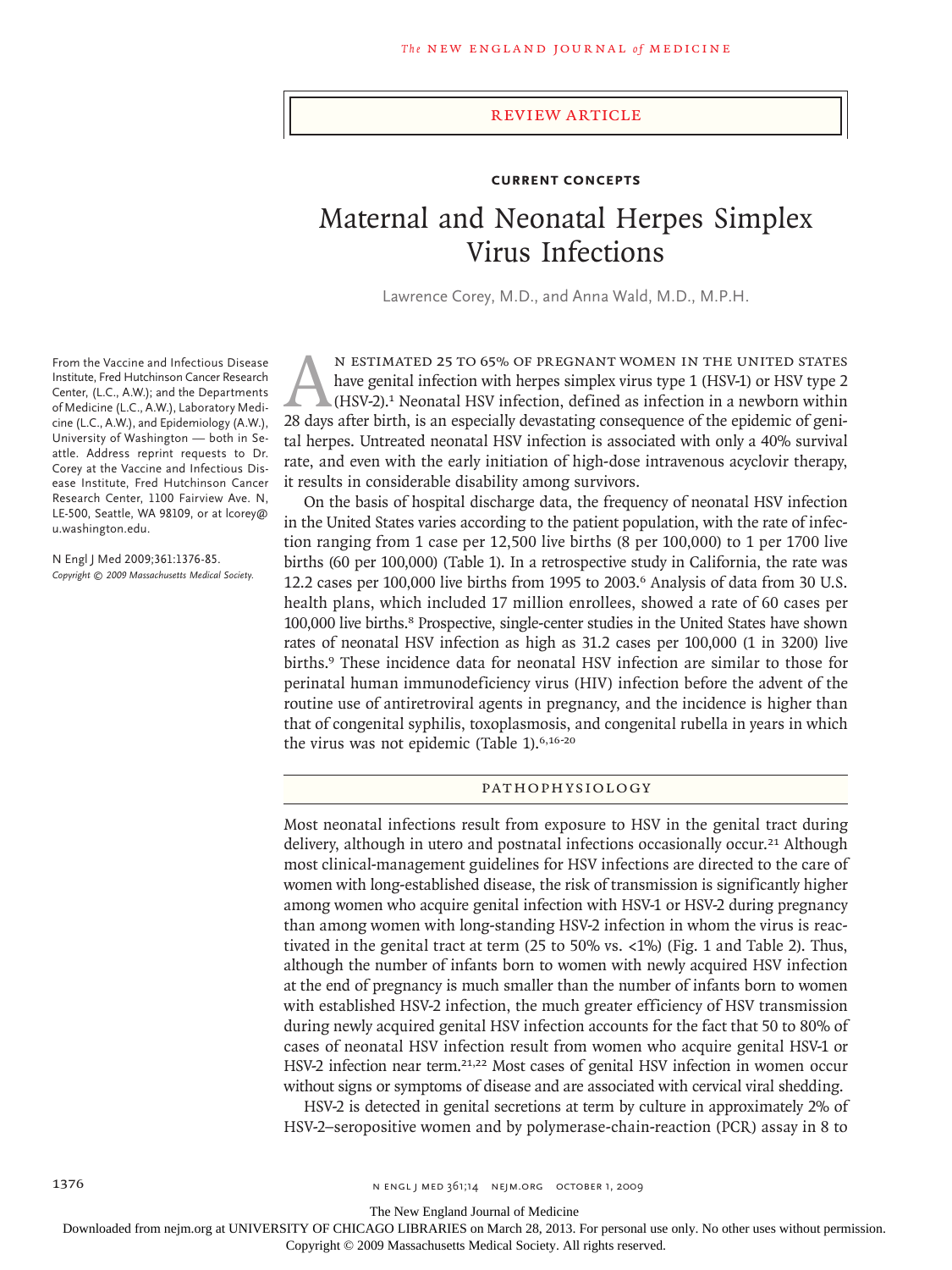Review Article

**Current Concepts**

# Maternal and Neonatal Herpes Simplex Virus Infections

Lawrence Corey, M.D., and Anna Wald, M.D., M.P.H.

From the Vaccine and Infectious Disease Institute, Fred Hutchinson Cancer Research Center, (L.C., A.W.); and the Departments of Medicine (L.C., A.W.), Laboratory Medicine (L.C., A.W.), and Epidemiology (A.W.), University of Washington — both in Seattle. Address reprint requests to Dr. Corey at the Vaccine and Infectious Disease Institute, Fred Hutchinson Cancer Research Center, 1100 Fairview Ave. N, LE-500, Seattle, WA 98109, or at lcorey@u.washington.edu.

N Engl J Med 2009;361:1376-85.
*Copyright © 2009 Massachusetts Medical Society.*

An estimated 25 to 65% of pregnant women in the United States have genital infection with herpes simplex virus type 1 (HSV-1) or HSV type 2 (HSV-2).[1] Neonatal HSV infection, defined as infection in a newborn within 28 days after birth, is an especially devastating consequence of the epidemic of genital herpes. Untreated neonatal HSV infection is associated with only a 40% survival rate, and even with the early initiation of high-dose intravenous acyclovir therapy, it results in considerable disability among survivors.

On the basis of hospital discharge data, the frequency of neonatal HSV infection in the United States varies according to the patient population, with the rate of infection ranging from 1 case per 12,500 live births (8 per 100,000) to 1 per 1700 live births (60 per 100,000) (Table 1). In a retrospective study in California, the rate was 12.2 cases per 100,000 live births from 1995 to 2003.[6] Analysis of data from 30 U.S. health plans, which included 17 million enrollees, showed a rate of 60 cases per 100,000 live births.[8] Prospective, single-center studies in the United States have shown rates of neonatal HSV infection as high as 31.2 cases per 100,000 (1 in 3200) live births.[9] These incidence data for neonatal HSV infection are similar to those for perinatal human immunodeficiency virus (HIV) infection before the advent of the routine use of antiretroviral agents in pregnancy, and the incidence is higher than that of congenital syphilis, toxoplasmosis, and congenital rubella in years in which the virus was not epidemic (Table 1).[6,16-20]

## Pathophysiology

Most neonatal infections result from exposure to HSV in the genital tract during delivery, although in utero and postnatal infections occasionally occur.[21] Although most clinical-management guidelines for HSV infections are directed to the care of women with long-established disease, the risk of transmission is significantly higher among women who acquire genital infection with HSV-1 or HSV-2 during pregnancy than among women with long-standing HSV-2 infection in whom the virus is reactivated in the genital tract at term (25 to 50% vs. <1%) (Fig. 1 and Table 2). Thus, although the number of infants born to women with newly acquired HSV infection at the end of pregnancy is much smaller than the number of infants born to women with established HSV-2 infection, the much greater efficiency of HSV transmission during newly acquired genital HSV infection accounts for the fact that 50 to 80% of cases of neonatal HSV infection result from women who acquire genital HSV-1 or HSV-2 infection near term.[21,22] Most cases of genital HSV infection in women occur without signs or symptoms of disease and are associated with cervical viral shedding.

HSV-2 is detected in genital secretions at term by culture in approximately 2% of HSV-2–seropositive women and by polymerase-chain-reaction (PCR) assay in 8 to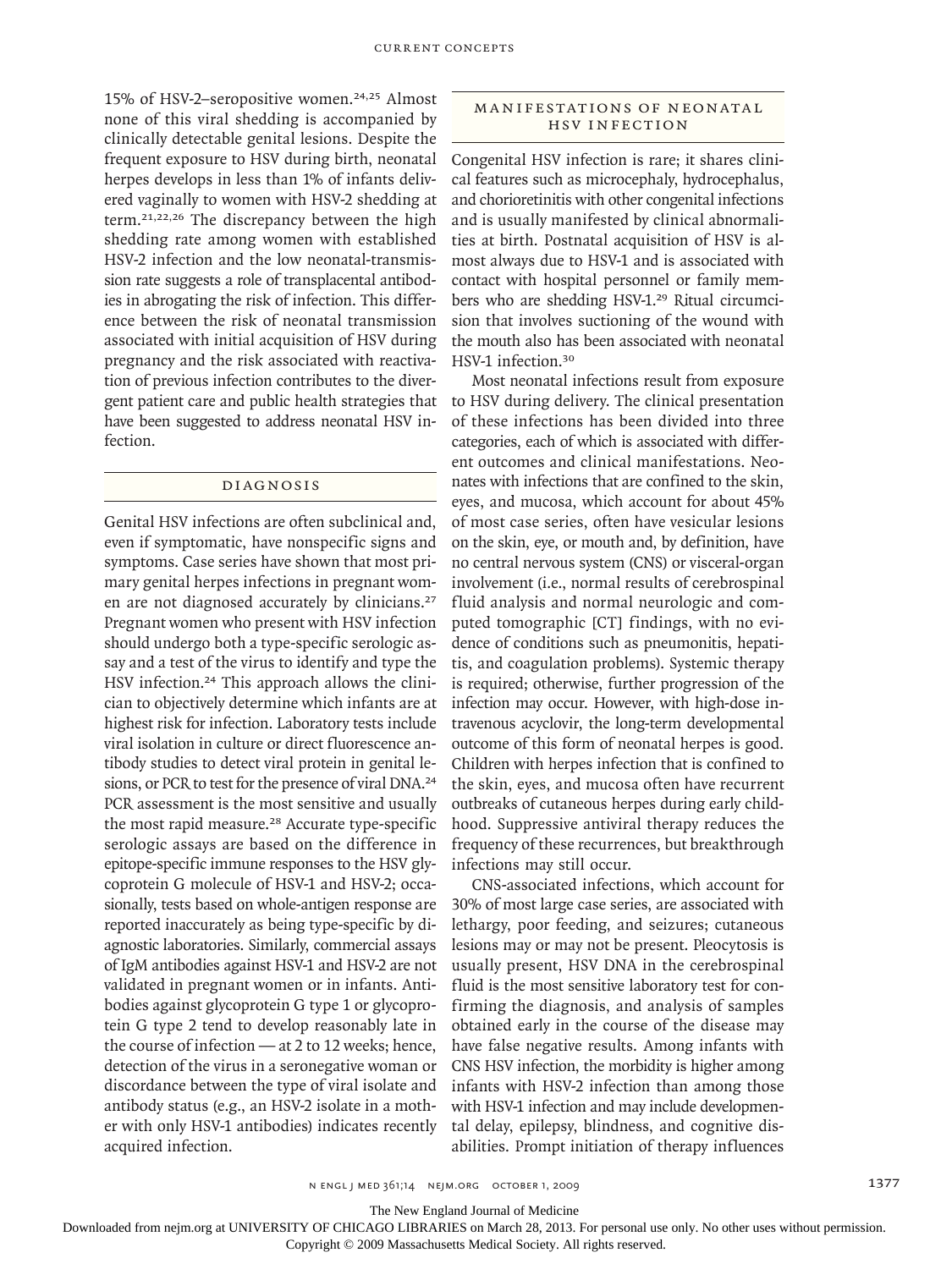15% of HSV-2–seropositive women.[24,25] Almost none of this viral shedding is accompanied by clinically detectable genital lesions. Despite the frequent exposure to HSV during birth, neonatal herpes develops in less than 1% of infants delivered vaginally to women with HSV-2 shedding at term.[21,22,26] The discrepancy between the high shedding rate among women with established HSV-2 infection and the low neonatal-transmission rate suggests a role of transplacental antibodies in abrogating the risk of infection. This difference between the risk of neonatal transmission associated with initial acquisition of HSV during pregnancy and the risk associated with reactivation of previous infection contributes to the divergent patient care and public health strategies that have been suggested to address neonatal HSV infection.

## Diagnosis

Genital HSV infections are often subclinical and, even if symptomatic, have nonspecific signs and symptoms. Case series have shown that most primary genital herpes infections in pregnant women are not diagnosed accurately by clinicians.[27] Pregnant women who present with HSV infection should undergo both a type-specific serologic assay and a test of the virus to identify and type the HSV infection.[24] This approach allows the clinician to objectively determine which infants are at highest risk for infection. Laboratory tests include viral isolation in culture or direct fluorescence antibody studies to detect viral protein in genital lesions, or PCR to test for the presence of viral DNA.[24] PCR assessment is the most sensitive and usually the most rapid measure.[28] Accurate type-specific serologic assays are based on the difference in epitope-specific immune responses to the HSV glycoprotein G molecule of HSV-1 and HSV-2; occasionally, tests based on whole-antigen response are reported inaccurately as being type-specific by diagnostic laboratories. Similarly, commercial assays of IgM antibodies against HSV-1 and HSV-2 are not validated in pregnant women or in infants. Antibodies against glycoprotein G type 1 or glycoprotein G type 2 tend to develop reasonably late in the course of infection — at 2 to 12 weeks; hence, detection of the virus in a seronegative woman or discordance between the type of viral isolate and antibody status (e.g., an HSV-2 isolate in a mother with only HSV-1 antibodies) indicates recently acquired infection.

## Manifestations of Neonatal HSV Infection

Congenital HSV infection is rare; it shares clinical features such as microcephaly, hydrocephalus, and chorioretinitis with other congenital infections and is usually manifested by clinical abnormalities at birth. Postnatal acquisition of HSV is almost always due to HSV-1 and is associated with contact with hospital personnel or family members who are shedding HSV-1.[29] Ritual circumcision that involves suctioning of the wound with the mouth also has been associated with neonatal HSV-1 infection.[30]

Most neonatal infections result from exposure to HSV during delivery. The clinical presentation of these infections has been divided into three categories, each of which is associated with different outcomes and clinical manifestations. Neonates with infections that are confined to the skin, eyes, and mucosa, which account for about 45% of most case series, often have vesicular lesions on the skin, eye, or mouth and, by definition, have no central nervous system (CNS) or visceral-organ involvement (i.e., normal results of cerebrospinal fluid analysis and normal neurologic and computed tomographic [CT] findings, with no evidence of conditions such as pneumonitis, hepatitis, and coagulation problems). Systemic therapy is required; otherwise, further progression of the infection may occur. However, with high-dose intravenous acyclovir, the long-term developmental outcome of this form of neonatal herpes is good. Children with herpes infection that is confined to the skin, eyes, and mucosa often have recurrent outbreaks of cutaneous herpes during early childhood. Suppressive antiviral therapy reduces the frequency of these recurrences, but breakthrough infections may still occur.

CNS-associated infections, which account for 30% of most large case series, are associated with lethargy, poor feeding, and seizures; cutaneous lesions may or may not be present. Pleocytosis is usually present, HSV DNA in the cerebrospinal fluid is the most sensitive laboratory test for confirming the diagnosis, and analysis of samples obtained early in the course of the disease may have false negative results. Among infants with CNS HSV infection, the morbidity is higher among infants with HSV-2 infection than among those with HSV-1 infection and may include developmental delay, epilepsy, blindness, and cognitive disabilities. Prompt initiation of therapy influences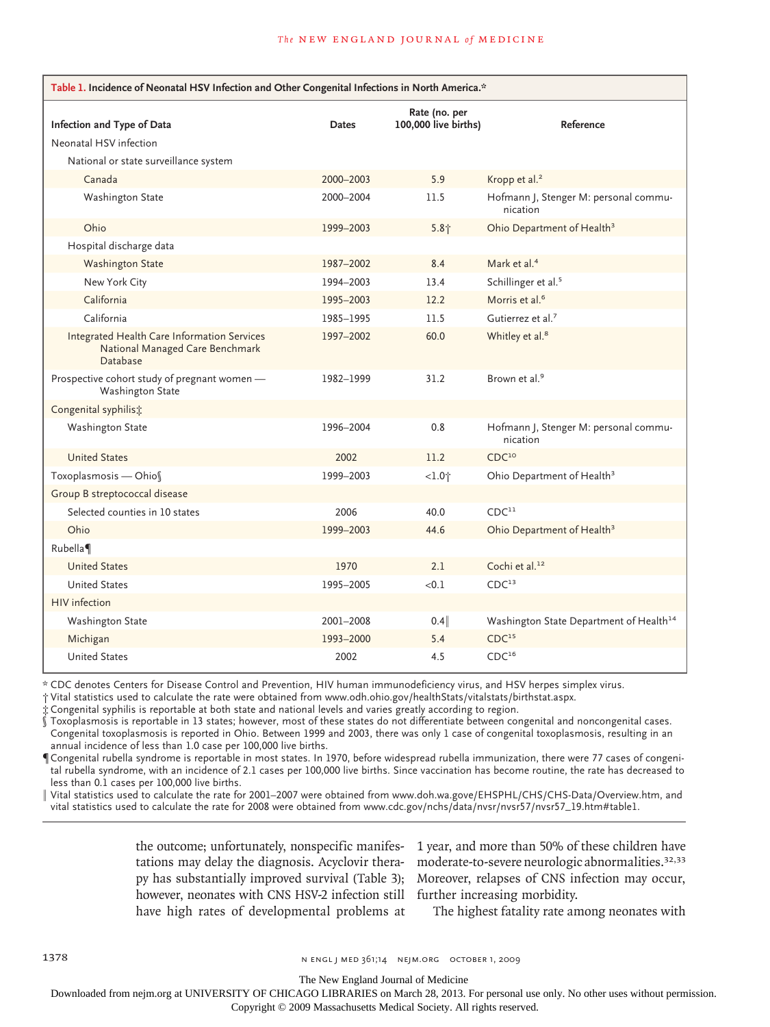**Table 1. Incidence of Neonatal HSV Infection and Other Congenital Infections in North America.***

| Infection and Type of Data | Dates | Rate (no. per 100,000 live births) | Reference |
|---|---|---|---|
| Neonatal HSV infection | | | |
| National or state surveillance system | | | |
| Canada | 2000–2003 | 5.9 | Kropp et al.[2] |
| Washington State | 2000–2004 | 11.5 | Hofmann J, Stenger M: personal communication |
| Ohio | 1999–2003 | 5.8† | Ohio Department of Health[3] |
| Hospital discharge data | | | |
| Washington State | 1987–2002 | 8.4 | Mark et al.[4] |
| New York City | 1994–2003 | 13.4 | Schillinger et al.[5] |
| California | 1995–2003 | 12.2 | Morris et al.[6] |
| California | 1985–1995 | 11.5 | Gutierrez et al.[7] |
| Integrated Health Care Information Services National Managed Care Benchmark Database | 1997–2002 | 60.0 | Whitley et al.[8] |
| Prospective cohort study of pregnant women — Washington State | 1982–1999 | 31.2 | Brown et al.[9] |
| Congenital syphilis‡ | | | |
| Washington State | 1996–2004 | 0.8 | Hofmann J, Stenger M: personal communication |
| United States | 2002 | 11.2 | CDC[10] |
| Toxoplasmosis — Ohio§ | 1999–2003 | <1.0† | Ohio Department of Health[3] |
| Group B streptococcal disease | | | |
| Selected counties in 10 states | 2006 | 40.0 | CDC[11] |
| Ohio | 1999–2003 | 44.6 | Ohio Department of Health[3] |
| Rubella¶ | | | |
| United States | 1970 | 2.1 | Cochi et al.[12] |
| United States | 1995–2005 | <0.1 | CDC[13] |
| HIV infection | | | |
| Washington State | 2001–2008 | 0.4‖ | Washington State Department of Health[14] |
| Michigan | 1993–2000 | 5.4 | CDC[15] |
| United States | 2002 | 4.5 | CDC[16] |

\* CDC denotes Centers for Disease Control and Prevention, HIV human immunodeficiency virus, and HSV herpes simplex virus.
† Vital statistics used to calculate the rate were obtained from www.odh.ohio.gov/healthStats/vitalstats/birthstat.aspx.
‡ Congenital syphilis is reportable at both state and national levels and varies greatly according to region.
§ Toxoplasmosis is reportable in 13 states; however, most of these states do not differentiate between congenital and noncongenital cases. Congenital toxoplasmosis is reported in Ohio. Between 1999 and 2003, there was only 1 case of congenital toxoplasmosis, resulting in an annual incidence of less than 1.0 case per 100,000 live births.
¶ Congenital rubella syndrome is reportable in most states. In 1970, before widespread rubella immunization, there were 77 cases of congenital rubella syndrome, with an incidence of 2.1 cases per 100,000 live births. Since vaccination has become routine, the rate has decreased to less than 0.1 cases per 100,000 live births.
‖ Vital statistics used to calculate the rate for 2001–2007 were obtained from www.doh.wa.gove/EHSPHL/CHS/CHS-Data/Overview.htm, and vital statistics used to calculate the rate for 2008 were obtained from www.cdc.gov/nchs/data/nvsr/nvsr57/nvsr57_19.htm#table1.

the outcome; unfortunately, nonspecific manifestations may delay the diagnosis. Acyclovir therapy has substantially improved survival (Table 3); however, neonates with CNS HSV-2 infection still have high rates of developmental problems at 1 year, and more than 50% of these children have moderate-to-severe neurologic abnormalities.[32,33] Moreover, relapses of CNS infection may occur, further increasing morbidity.

The highest fatality rate among neonates with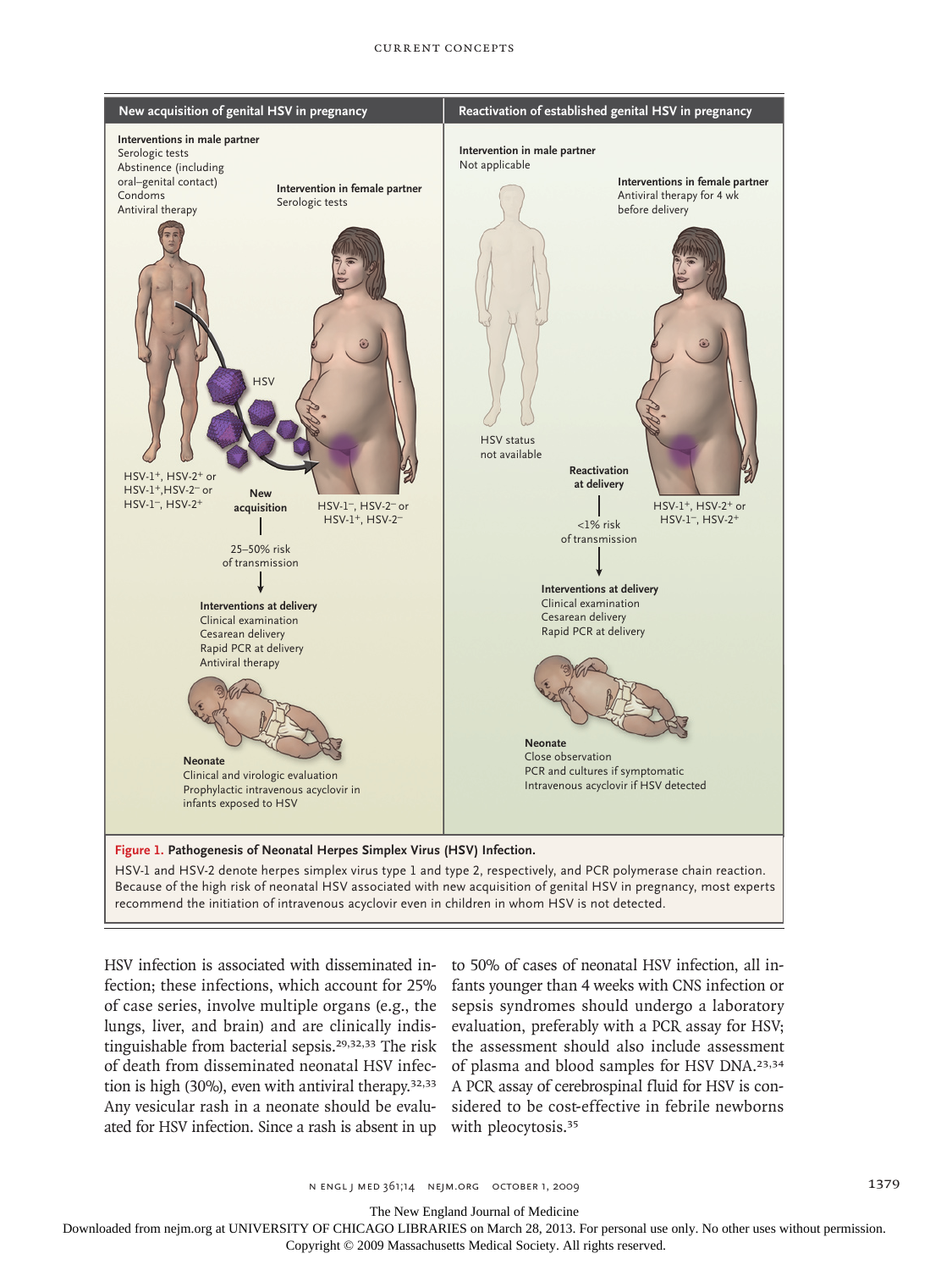## New acquisition of genital HSV in pregnancy

**Interventions in male partner**
Serologic tests
Abstinence (including oral–genital contact)
Condoms
Antiviral therapy

**Intervention in female partner**
Serologic tests

HSV

HSV-1$^+$, HSV-2$^+$ or HSV-1$^+$,HSV-2$^-$ or HSV-1$^-$, HSV-2$^+$

**New acquisition**

HSV-1$^-$, HSV-2$^-$ or HSV-1$^+$, HSV-2$^-$

25–50% risk of transmission

**Interventions at delivery**
Clinical examination
Cesarean delivery
Rapid PCR at delivery
Antiviral therapy

**Neonate**
Clinical and virologic evaluation
Prophylactic intravenous acyclovir in infants exposed to HSV

## Reactivation of established genital HSV in pregnancy

**Intervention in male partner**
Not applicable

**Interventions in female partner**
Antiviral therapy for 4 wk before delivery

HSV status not available

**Reactivation at delivery**

HSV-1$^+$, HSV-2$^+$ or HSV-1$^-$, HSV-2$^+$

<1% risk of transmission

**Interventions at delivery**
Clinical examination
Cesarean delivery
Rapid PCR at delivery

**Neonate**
Close observation
PCR and cultures if symptomatic
Intravenous acyclovir if HSV detected

**Figure 1. Pathogenesis of Neonatal Herpes Simplex Virus (HSV) Infection.**

HSV-1 and HSV-2 denote herpes simplex virus type 1 and type 2, respectively, and PCR polymerase chain reaction. Because of the high risk of neonatal HSV associated with new acquisition of genital HSV in pregnancy, most experts recommend the initiation of intravenous acyclovir even in children in whom HSV is not detected.

HSV infection is associated with disseminated infection; these infections, which account for 25% of case series, involve multiple organs (e.g., the lungs, liver, and brain) and are clinically indistinguishable from bacterial sepsis.[29,32,33] The risk of death from disseminated neonatal HSV infection is high (30%), even with antiviral therapy.[32,33] Any vesicular rash in a neonate should be evaluated for HSV infection. Since a rash is absent in up to 50% of cases of neonatal HSV infection, all infants younger than 4 weeks with CNS infection or sepsis syndromes should undergo a laboratory evaluation, preferably with a PCR assay for HSV; the assessment should also include assessment of plasma and blood samples for HSV DNA.[23,34] A PCR assay of cerebrospinal fluid for HSV is considered to be cost-effective in febrile newborns with pleocytosis.[35]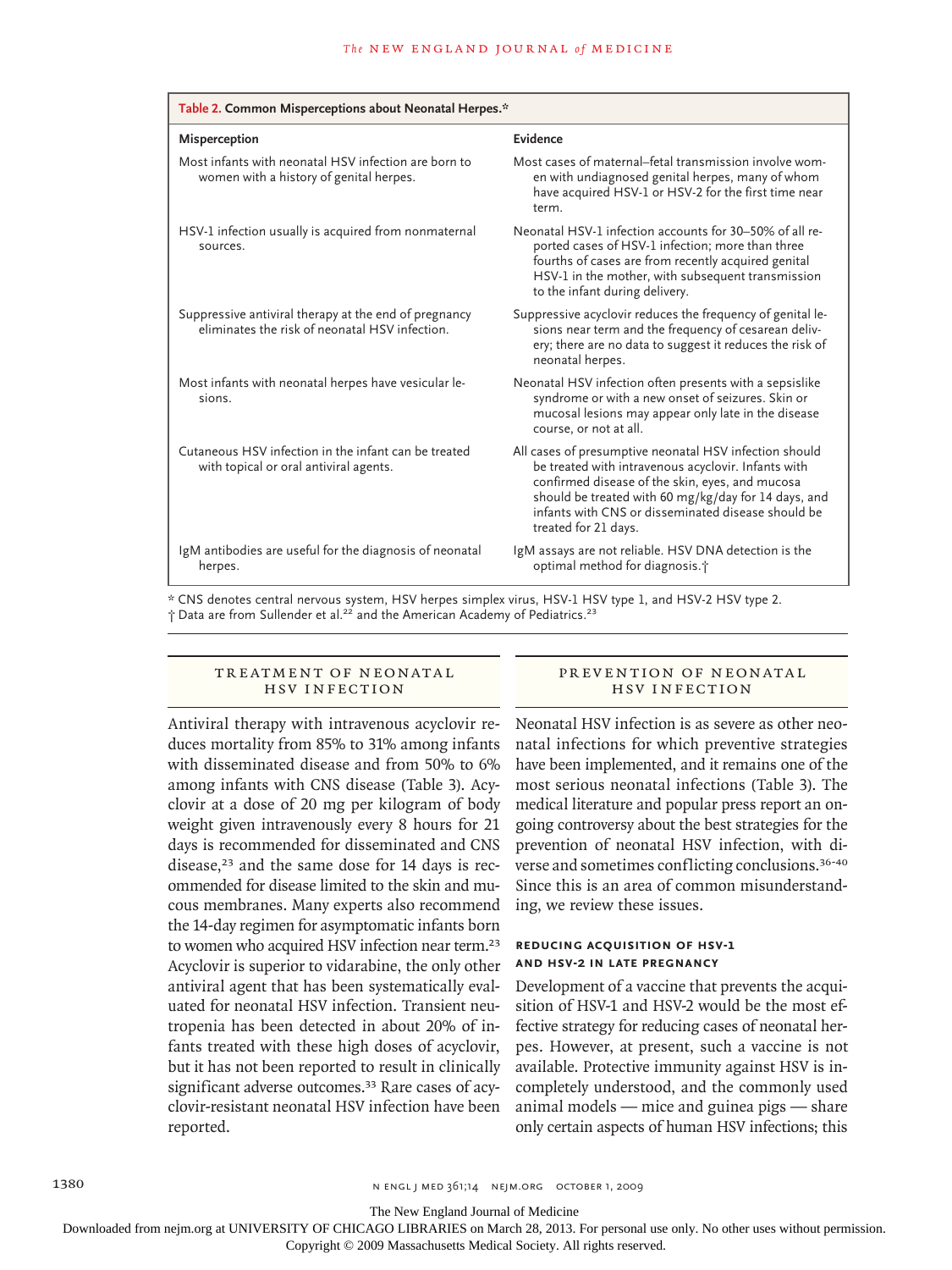**Table 2. Common Misperceptions about Neonatal Herpes.***

| Misperception | Evidence |
|---|---|
| Most infants with neonatal HSV infection are born to women with a history of genital herpes. | Most cases of maternal–fetal transmission involve women with undiagnosed genital herpes, many of whom have acquired HSV-1 or HSV-2 for the first time near term. |
| HSV-1 infection usually is acquired from nonmaternal sources. | Neonatal HSV-1 infection accounts for 30–50% of all reported cases of HSV-1 infection; more than three fourths of cases are from recently acquired genital HSV-1 in the mother, with subsequent transmission to the infant during delivery. |
| Suppressive antiviral therapy at the end of pregnancy eliminates the risk of neonatal HSV infection. | Suppressive acyclovir reduces the frequency of genital lesions near term and the frequency of cesarean delivery; there are no data to suggest it reduces the risk of neonatal herpes. |
| Most infants with neonatal herpes have vesicular lesions. | Neonatal HSV infection often presents with a sepsislike syndrome or with a new onset of seizures. Skin or mucosal lesions may appear only late in the disease course, or not at all. |
| Cutaneous HSV infection in the infant can be treated with topical or oral antiviral agents. | All cases of presumptive neonatal HSV infection should be treated with intravenous acyclovir. Infants with confirmed disease of the skin, eyes, and mucosa should be treated with 60 mg/kg/day for 14 days, and infants with CNS or disseminated disease should be treated for 21 days. |
| IgM antibodies are useful for the diagnosis of neonatal herpes. | IgM assays are not reliable. HSV DNA detection is the optimal method for diagnosis.† |

\* CNS denotes central nervous system, HSV herpes simplex virus, HSV-1 HSV type 1, and HSV-2 HSV type 2.
† Data are from Sullender et al.[22] and the American Academy of Pediatrics.[23]

## Treatment of Neonatal HSV Infection

Antiviral therapy with intravenous acyclovir reduces mortality from 85% to 31% among infants with disseminated disease and from 50% to 6% among infants with CNS disease (Table 3). Acyclovir at a dose of 20 mg per kilogram of body weight given intravenously every 8 hours for 21 days is recommended for disseminated and CNS disease,[23] and the same dose for 14 days is recommended for disease limited to the skin and mucous membranes. Many experts also recommend the 14-day regimen for asymptomatic infants born to women who acquired HSV infection near term.[23] Acyclovir is superior to vidarabine, the only other antiviral agent that has been systematically evaluated for neonatal HSV infection. Transient neutropenia has been detected in about 20% of infants treated with these high doses of acyclovir, but it has not been reported to result in clinically significant adverse outcomes.[33] Rare cases of acyclovir-resistant neonatal HSV infection have been reported.

## Prevention of Neonatal HSV Infection

Neonatal HSV infection is as severe as other neonatal infections for which preventive strategies have been implemented, and it remains one of the most serious neonatal infections (Table 3). The medical literature and popular press report an ongoing controversy about the best strategies for the prevention of neonatal HSV infection, with diverse and sometimes conflicting conclusions.[36-40] Since this is an area of common misunderstanding, we review these issues.

### Reducing Acquisition of HSV-1 and HSV-2 in Late Pregnancy

Development of a vaccine that prevents the acquisition of HSV-1 and HSV-2 would be the most effective strategy for reducing cases of neonatal herpes. However, at present, such a vaccine is not available. Protective immunity against HSV is incompletely understood, and the commonly used animal models — mice and guinea pigs — share only certain aspects of human HSV infections; this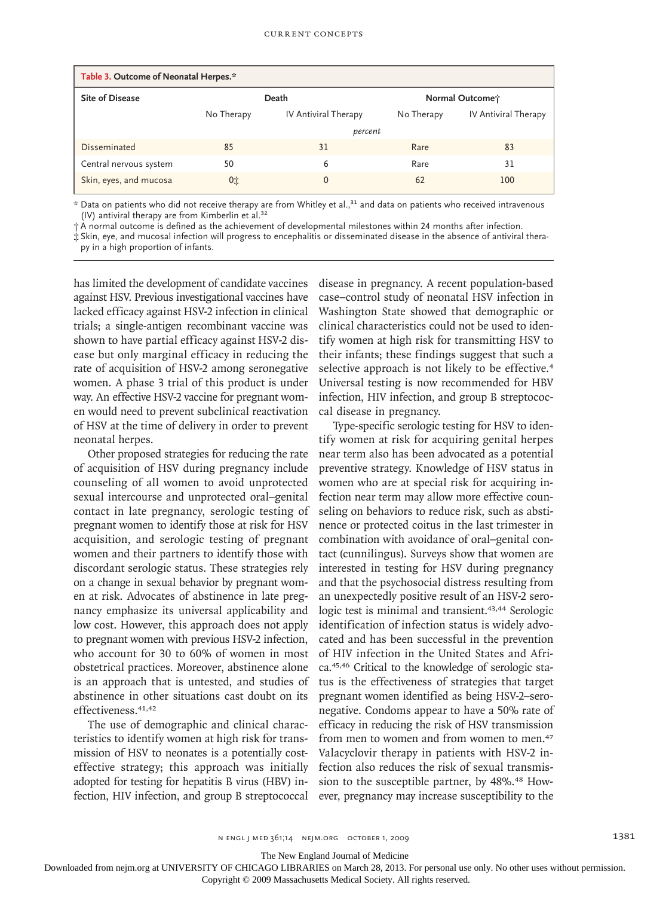**Table 3. Outcome of Neonatal Herpes.***

| Site of Disease | Death | | Normal Outcome† | |
|---|---|---|---|---|
| | No Therapy | IV Antiviral Therapy | No Therapy | IV Antiviral Therapy |
| | *percent* | | | |
| Disseminated | 85 | 31 | Rare | 83 |
| Central nervous system | 50 | 6 | Rare | 31 |
| Skin, eyes, and mucosa | 0‡ | 0 | 62 | 100 |

* Data on patients who did not receive therapy are from Whitley et al.,[31] and data on patients who received intravenous (IV) antiviral therapy are from Kimberlin et al.[32]

† A normal outcome is defined as the achievement of developmental milestones within 24 months after infection.

‡ Skin, eye, and mucosal infection will progress to encephalitis or disseminated disease in the absence of antiviral therapy in a high proportion of infants.

has limited the development of candidate vaccines against HSV. Previous investigational vaccines have lacked efficacy against HSV-2 infection in clinical trials; a single-antigen recombinant vaccine was shown to have partial efficacy against HSV-2 disease but only marginal efficacy in reducing the rate of acquisition of HSV-2 among seronegative women. A phase 3 trial of this product is under way. An effective HSV-2 vaccine for pregnant women would need to prevent subclinical reactivation of HSV at the time of delivery in order to prevent neonatal herpes.

Other proposed strategies for reducing the rate of acquisition of HSV during pregnancy include counseling of all women to avoid unprotected sexual intercourse and unprotected oral–genital contact in late pregnancy, serologic testing of pregnant women to identify those at risk for HSV acquisition, and serologic testing of pregnant women and their partners to identify those with discordant serologic status. These strategies rely on a change in sexual behavior by pregnant women at risk. Advocates of abstinence in late pregnancy emphasize its universal applicability and low cost. However, this approach does not apply to pregnant women with previous HSV-2 infection, who account for 30 to 60% of women in most obstetrical practices. Moreover, abstinence alone is an approach that is untested, and studies of abstinence in other situations cast doubt on its effectiveness.[41,42]

The use of demographic and clinical characteristics to identify women at high risk for transmission of HSV to neonates is a potentially cost-effective strategy; this approach was initially adopted for testing for hepatitis B virus (HBV) infection, HIV infection, and group B streptococcal disease in pregnancy. A recent population-based case–control study of neonatal HSV infection in Washington State showed that demographic or clinical characteristics could not be used to identify women at high risk for transmitting HSV to their infants; these findings suggest that such a selective approach is not likely to be effective.[4] Universal testing is now recommended for HBV infection, HIV infection, and group B streptococcal disease in pregnancy.

Type-specific serologic testing for HSV to identify women at risk for acquiring genital herpes near term also has been advocated as a potential preventive strategy. Knowledge of HSV status in women who are at special risk for acquiring infection near term may allow more effective counseling on behaviors to reduce risk, such as abstinence or protected coitus in the last trimester in combination with avoidance of oral–genital contact (cunnilingus). Surveys show that women are interested in testing for HSV during pregnancy and that the psychosocial distress resulting from an unexpectedly positive result of an HSV-2 serologic test is minimal and transient.[43,44] Serologic identification of infection status is widely advocated and has been successful in the prevention of HIV infection in the United States and Africa.[45,46] Critical to the knowledge of serologic status is the effectiveness of strategies that target pregnant women identified as being HSV-2–seronegative. Condoms appear to have a 50% rate of efficacy in reducing the risk of HSV transmission from men to women and from women to men.[47] Valacyclovir therapy in patients with HSV-2 infection also reduces the risk of sexual transmission to the susceptible partner, by 48%.[48] However, pregnancy may increase susceptibility to the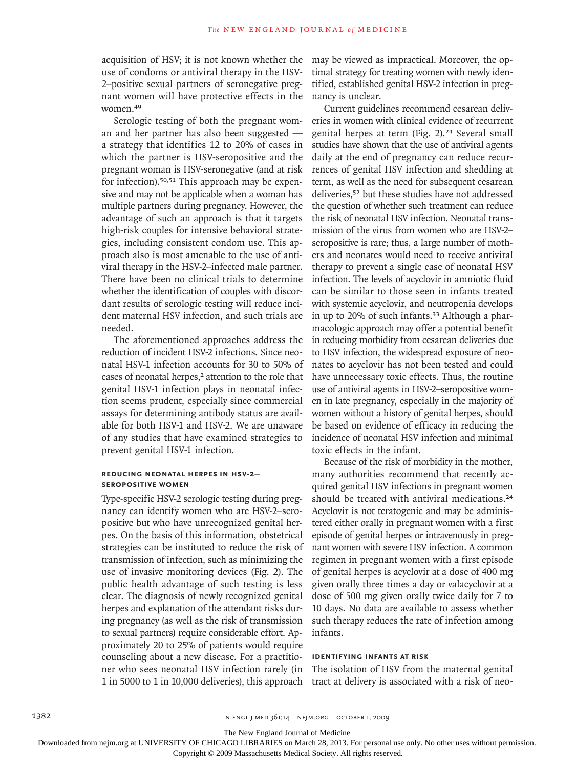acquisition of HSV; it is not known whether the use of condoms or antiviral therapy in the HSV-2–positive sexual partners of seronegative pregnant women will have protective effects in the women.[49]

Serologic testing of both the pregnant woman and her partner has also been suggested — a strategy that identifies 12 to 20% of cases in which the partner is HSV-seropositive and the pregnant woman is HSV-seronegative (and at risk for infection).[50,51] This approach may be expensive and may not be applicable when a woman has multiple partners during pregnancy. However, the advantage of such an approach is that it targets high-risk couples for intensive behavioral strategies, including consistent condom use. This approach also is most amenable to the use of antiviral therapy in the HSV-2–infected male partner. There have been no clinical trials to determine whether the identification of couples with discordant results of serologic testing will reduce incident maternal HSV infection, and such trials are needed.

The aforementioned approaches address the reduction of incident HSV-2 infections. Since neonatal HSV-1 infection accounts for 30 to 50% of cases of neonatal herpes,[2] attention to the role that genital HSV-1 infection plays in neonatal infection seems prudent, especially since commercial assays for determining antibody status are available for both HSV-1 and HSV-2. We are unaware of any studies that have examined strategies to prevent genital HSV-1 infection.

### Reducing Neonatal Herpes in HSV-2–Seropositive Women

Type-specific HSV-2 serologic testing during pregnancy can identify women who are HSV-2–seropositive but who have unrecognized genital herpes. On the basis of this information, obstetrical strategies can be instituted to reduce the risk of transmission of infection, such as minimizing the use of invasive monitoring devices (Fig. 2). The public health advantage of such testing is less clear. The diagnosis of newly recognized genital herpes and explanation of the attendant risks during pregnancy (as well as the risk of transmission to sexual partners) require considerable effort. Approximately 20 to 25% of patients would require counseling about a new disease. For a practitioner who sees neonatal HSV infection rarely (in 1 in 5000 to 1 in 10,000 deliveries), this approach may be viewed as impractical. Moreover, the optimal strategy for treating women with newly identified, established genital HSV-2 infection in pregnancy is unclear.

Current guidelines recommend cesarean deliveries in women with clinical evidence of recurrent genital herpes at term (Fig. 2).[24] Several small studies have shown that the use of antiviral agents daily at the end of pregnancy can reduce recurrences of genital HSV infection and shedding at term, as well as the need for subsequent cesarean deliveries,[52] but these studies have not addressed the question of whether such treatment can reduce the risk of neonatal HSV infection. Neonatal transmission of the virus from women who are HSV-2–seropositive is rare; thus, a large number of mothers and neonates would need to receive antiviral therapy to prevent a single case of neonatal HSV infection. The levels of acyclovir in amniotic fluid can be similar to those seen in infants treated with systemic acyclovir, and neutropenia develops in up to 20% of such infants.[33] Although a pharmacologic approach may offer a potential benefit in reducing morbidity from cesarean deliveries due to HSV infection, the widespread exposure of neonates to acyclovir has not been tested and could have unnecessary toxic effects. Thus, the routine use of antiviral agents in HSV-2–seropositive women in late pregnancy, especially in the majority of women without a history of genital herpes, should be based on evidence of efficacy in reducing the incidence of neonatal HSV infection and minimal toxic effects in the infant.

Because of the risk of morbidity in the mother, many authorities recommend that recently acquired genital HSV infections in pregnant women should be treated with antiviral medications.[24] Acyclovir is not teratogenic and may be administered either orally in pregnant women with a first episode of genital herpes or intravenously in pregnant women with severe HSV infection. A common regimen in pregnant women with a first episode of genital herpes is acyclovir at a dose of 400 mg given orally three times a day or valacyclovir at a dose of 500 mg given orally twice daily for 7 to 10 days. No data are available to assess whether such therapy reduces the rate of infection among infants.

### Identifying Infants at Risk

The isolation of HSV from the maternal genital tract at delivery is associated with a risk of neo-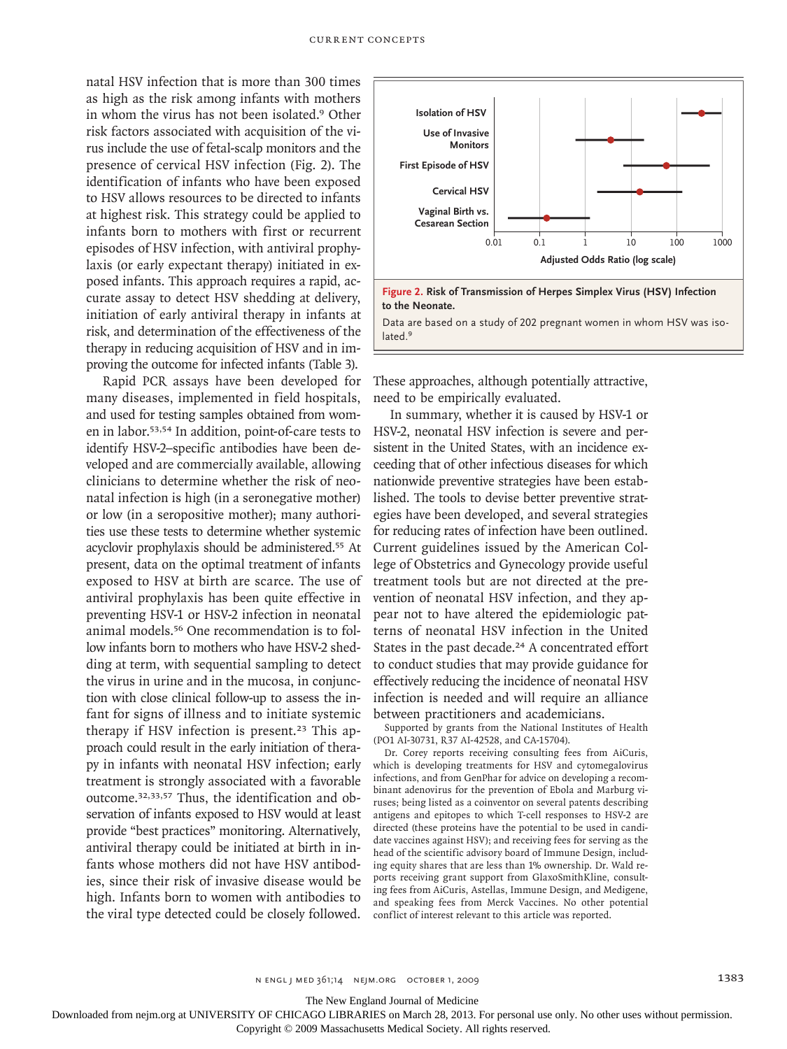natal HSV infection that is more than 300 times as high as the risk among infants with mothers in whom the virus has not been isolated.[9] Other risk factors associated with acquisition of the virus include the use of fetal-scalp monitors and the presence of cervical HSV infection (Fig. 2). The identification of infants who have been exposed to HSV allows resources to be directed to infants at highest risk. This strategy could be applied to infants born to mothers with first or recurrent episodes of HSV infection, with antiviral prophylaxis (or early expectant therapy) initiated in exposed infants. This approach requires a rapid, accurate assay to detect HSV shedding at delivery, initiation of early antiviral therapy in infants at risk, and determination of the effectiveness of the therapy in reducing acquisition of HSV and in improving the outcome for infected infants (Table 3).

Rapid PCR assays have been developed for many diseases, implemented in field hospitals, and used for testing samples obtained from women in labor.[53,54] In addition, point-of-care tests to identify HSV-2–specific antibodies have been developed and are commercially available, allowing clinicians to determine whether the risk of neonatal infection is high (in a seronegative mother) or low (in a seropositive mother); many authorities use these tests to determine whether systemic acyclovir prophylaxis should be administered.[55] At present, data on the optimal treatment of infants exposed to HSV at birth are scarce. The use of antiviral prophylaxis has been quite effective in preventing HSV-1 or HSV-2 infection in neonatal animal models.[56] One recommendation is to follow infants born to mothers who have HSV-2 shedding at term, with sequential sampling to detect the virus in urine and in the mucosa, in conjunction with close clinical follow-up to assess the infant for signs of illness and to initiate systemic therapy if HSV infection is present.[23] This approach could result in the early initiation of therapy in infants with neonatal HSV infection; early treatment is strongly associated with a favorable outcome.[32,33,57] Thus, the identification and observation of infants exposed to HSV would at least provide "best practices" monitoring. Alternatively, antiviral therapy could be initiated at birth in infants whose mothers did not have HSV antibodies, since their risk of invasive disease would be high. Infants born to women with antibodies to the viral type detected could be closely followed.

**Figure 2. Risk of Transmission of Herpes Simplex Virus (HSV) Infection to the Neonate.**

Data are based on a study of 202 pregnant women in whom HSV was isolated.[9]

These approaches, although potentially attractive, need to be empirically evaluated.

In summary, whether it is caused by HSV-1 or HSV-2, neonatal HSV infection is severe and persistent in the United States, with an incidence exceeding that of other infectious diseases for which nationwide preventive strategies have been established. The tools to devise better preventive strategies have been developed, and several strategies for reducing rates of infection have been outlined. Current guidelines issued by the American College of Obstetrics and Gynecology provide useful treatment tools but are not directed at the prevention of neonatal HSV infection, and they appear not to have altered the epidemiologic patterns of neonatal HSV infection in the United States in the past decade.[24] A concentrated effort to conduct studies that may provide guidance for effectively reducing the incidence of neonatal HSV infection is needed and will require an alliance between practitioners and academicians.

Supported by grants from the National Institutes of Health (PO1 AI-30731, R37 AI-42528, and CA-15704).

Dr. Corey reports receiving consulting fees from AiCuris, which is developing treatments for HSV and cytomegalovirus infections, and from GenPhar for advice on developing a recombinant adenovirus for the prevention of Ebola and Marburg viruses; being listed as a coinventor on several patents describing antigens and epitopes to which T-cell responses to HSV-2 are directed (these proteins have the potential to be used in candidate vaccines against HSV); and receiving fees for serving as the head of the scientific advisory board of Immune Design, including equity shares that are less than 1% ownership. Dr. Wald reports receiving grant support from GlaxoSmithKline, consulting fees from AiCuris, Astellas, Immune Design, and Medigene, and speaking fees from Merck Vaccines. No other potential conflict of interest relevant to this article was reported.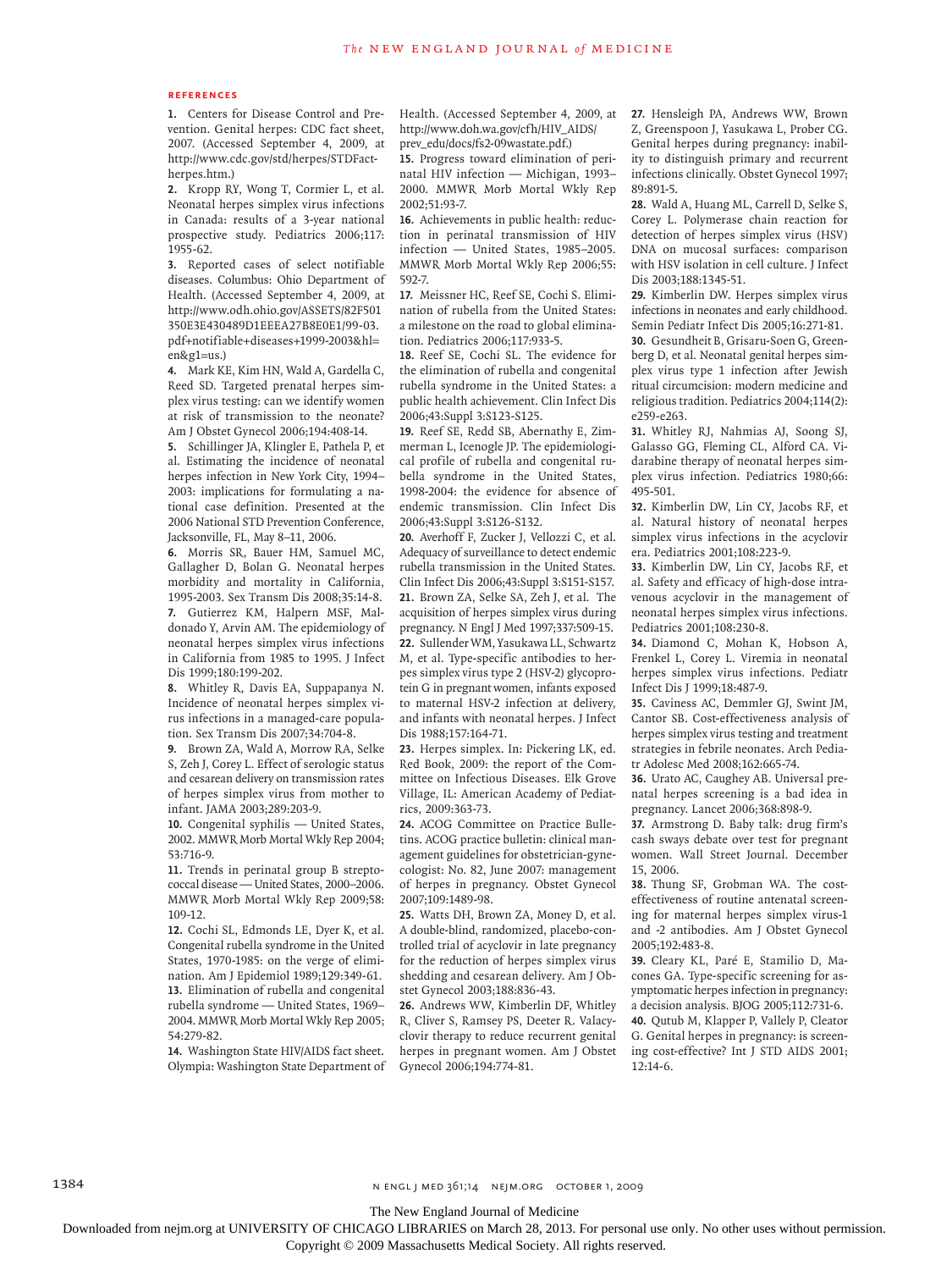## References

1. Centers for Disease Control and Prevention. Genital herpes: CDC fact sheet, 2007. (Accessed September 4, 2009, at http://www.cdc.gov/std/herpes/STDFact-herpes.htm.)
2. Kropp RY, Wong T, Cormier L, et al. Neonatal herpes simplex virus infections in Canada: results of a 3-year national prospective study. Pediatrics 2006;117:1955-62.
3. Reported cases of select notifiable diseases. Columbus: Ohio Department of Health. (Accessed September 4, 2009, at http://www.odh.ohio.gov/ASSETS/82F501350E3E430489D1EEEA27B8E0E1/99-03.pdf+notifiable+diseases+1999-2003&hl=en&gl=us.)
4. Mark KE, Kim HN, Wald A, Gardella C, Reed SD. Targeted prenatal herpes simplex virus testing: can we identify women at risk of transmission to the neonate? Am J Obstet Gynecol 2006;194:408-14.
5. Schillinger JA, Klingler E, Pathela P, et al. Estimating the incidence of neonatal herpes infection in New York City, 1994–2003: implications for formulating a national case definition. Presented at the 2006 National STD Prevention Conference, Jacksonville, FL, May 8–11, 2006.
6. Morris SR, Bauer HM, Samuel MC, Gallagher D, Bolan G. Neonatal herpes morbidity and mortality in California, 1995-2003. Sex Transm Dis 2008;35:14-8.
7. Gutierrez KM, Halpern MSF, Maldonado Y, Arvin AM. The epidemiology of neonatal herpes simplex virus infections in California from 1985 to 1995. J Infect Dis 1999;180:199-202.
8. Whitley R, Davis EA, Suppapanya N. Incidence of neonatal herpes simplex virus infections in a managed-care population. Sex Transm Dis 2007;34:704-8.
9. Brown ZA, Wald A, Morrow RA, Selke S, Zeh J, Corey L. Effect of serologic status and cesarean delivery on transmission rates of herpes simplex virus from mother to infant. JAMA 2003;289:203-9.
10. Congenital syphilis — United States, 2002. MMWR Morb Mortal Wkly Rep 2004;53:716-9.
11. Trends in perinatal group B streptococcal disease — United States, 2000–2006. MMWR Morb Mortal Wkly Rep 2009;58:109-12.
12. Cochi SL, Edmonds LE, Dyer K, et al. Congenital rubella syndrome in the United States, 1970-1985: on the verge of elimination. Am J Epidemiol 1989;129:349-61.
13. Elimination of rubella and congenital rubella syndrome — United States, 1969–2004. MMWR Morb Mortal Wkly Rep 2005;54:279-82.
14. Washington State HIV/AIDS fact sheet. Olympia: Washington State Department of Health. (Accessed September 4, 2009, at http://www.doh.wa.gov/cfh/HIV_AIDS/prev_edu/docs/fs2-09wastate.pdf.)
15. Progress toward elimination of perinatal HIV infection — Michigan, 1993–2000. MMWR Morb Mortal Wkly Rep 2002;51:93-7.
16. Achievements in public health: reduction in perinatal transmission of HIV infection — United States, 1985–2005. MMWR Morb Mortal Wkly Rep 2006;55:592-7.
17. Meissner HC, Reef SE, Cochi S. Elimination of rubella from the United States: a milestone on the road to global elimination. Pediatrics 2006;117:933-5.
18. Reef SE, Cochi SL. The evidence for the elimination of rubella and congenital rubella syndrome in the United States: a public health achievement. Clin Infect Dis 2006;43:Suppl 3:S123-S125.
19. Reef SE, Redd SB, Abernathy E, Zimmerman L, Icenogle JP. The epidemiological profile of rubella and congenital rubella syndrome in the United States, 1998-2004: the evidence for absence of endemic transmission. Clin Infect Dis 2006;43:Suppl 3:S126-S132.
20. Averhoff F, Zucker J, Vellozzi C, et al. Adequacy of surveillance to detect endemic rubella transmission in the United States. Clin Infect Dis 2006;43:Suppl 3:S151-S157.
21. Brown ZA, Selke SA, Zeh J, et al. The acquisition of herpes simplex virus during pregnancy. N Engl J Med 1997;337:509-15.
22. Sullender WM, Yasukawa LL, Schwartz M, et al. Type-specific antibodies to herpes simplex virus type 2 (HSV-2) glycoprotein G in pregnant women, infants exposed to maternal HSV-2 infection at delivery, and infants with neonatal herpes. J Infect Dis 1988;157:164-71.
23. Herpes simplex. In: Pickering LK, ed. Red Book, 2009: the report of the Committee on Infectious Diseases. Elk Grove Village, IL: American Academy of Pediatrics, 2009:363-73.
24. ACOG Committee on Practice Bulletins. ACOG practice bulletin: clinical management guidelines for obstetrician-gynecologist: No. 82, June 2007: management of herpes in pregnancy. Obstet Gynecol 2007;109:1489-98.
25. Watts DH, Brown ZA, Money D, et al. A double-blind, randomized, placebo-controlled trial of acyclovir in late pregnancy for the reduction of herpes simplex virus shedding and cesarean delivery. Am J Obstet Gynecol 2003;188:836-43.
26. Andrews WW, Kimberlin DF, Whitley R, Cliver S, Ramsey PS, Deeter R. Valacyclovir therapy to reduce recurrent genital herpes in pregnant women. Am J Obstet Gynecol 2006;194:774-81.
27. Hensleigh PA, Andrews WW, Brown Z, Greenspoon J, Yasukawa L, Prober CG. Genital herpes during pregnancy: inability to distinguish primary and recurrent infections clinically. Obstet Gynecol 1997;89:891-5.
28. Wald A, Huang ML, Carrell D, Selke S, Corey L. Polymerase chain reaction for detection of herpes simplex virus (HSV) DNA on mucosal surfaces: comparison with HSV isolation in cell culture. J Infect Dis 2003;188:1345-51.
29. Kimberlin DW. Herpes simplex virus infections in neonates and early childhood. Semin Pediatr Infect Dis 2005;16:271-81.
30. Gesundheit B, Grisaru-Soen G, Greenberg D, et al. Neonatal genital herpes simplex virus type 1 infection after Jewish ritual circumcision: modern medicine and religious tradition. Pediatrics 2004;114(2):e259-e263.
31. Whitley RJ, Nahmias AJ, Soong SJ, Galasso GG, Fleming CL, Alford CA. Vidarabine therapy of neonatal herpes simplex virus infection. Pediatrics 1980;66:495-501.
32. Kimberlin DW, Lin CY, Jacobs RF, et al. Natural history of neonatal herpes simplex virus infections in the acyclovir era. Pediatrics 2001;108:223-9.
33. Kimberlin DW, Lin CY, Jacobs RF, et al. Safety and efficacy of high-dose intravenous acyclovir in the management of neonatal herpes simplex virus infections. Pediatrics 2001;108:230-8.
34. Diamond C, Mohan K, Hobson A, Frenkel L, Corey L. Viremia in neonatal herpes simplex virus infections. Pediatr Infect Dis J 1999;18:487-9.
35. Caviness AC, Demmler GJ, Swint JM, Cantor SB. Cost-effectiveness analysis of herpes simplex virus testing and treatment strategies in febrile neonates. Arch Pediatr Adolesc Med 2008;162:665-74.
36. Urato AC, Caughey AB. Universal prenatal herpes screening is a bad idea in pregnancy. Lancet 2006;368:898-9.
37. Armstrong D. Baby talk: drug firm's cash sways debate over test for pregnant women. Wall Street Journal. December 15, 2006.
38. Thung SF, Grobman WA. The cost-effectiveness of routine antenatal screening for maternal herpes simplex virus-1 and -2 antibodies. Am J Obstet Gynecol 2005;192:483-8.
39. Cleary KL, Paré E, Stamilio D, Macones GA. Type-specific screening for asymptomatic herpes infection in pregnancy: a decision analysis. BJOG 2005;112:731-6.
40. Qutub M, Klapper P, Vallely P, Cleator G. Genital herpes in pregnancy: is screening cost-effective? Int J STD AIDS 2001;12:14-6.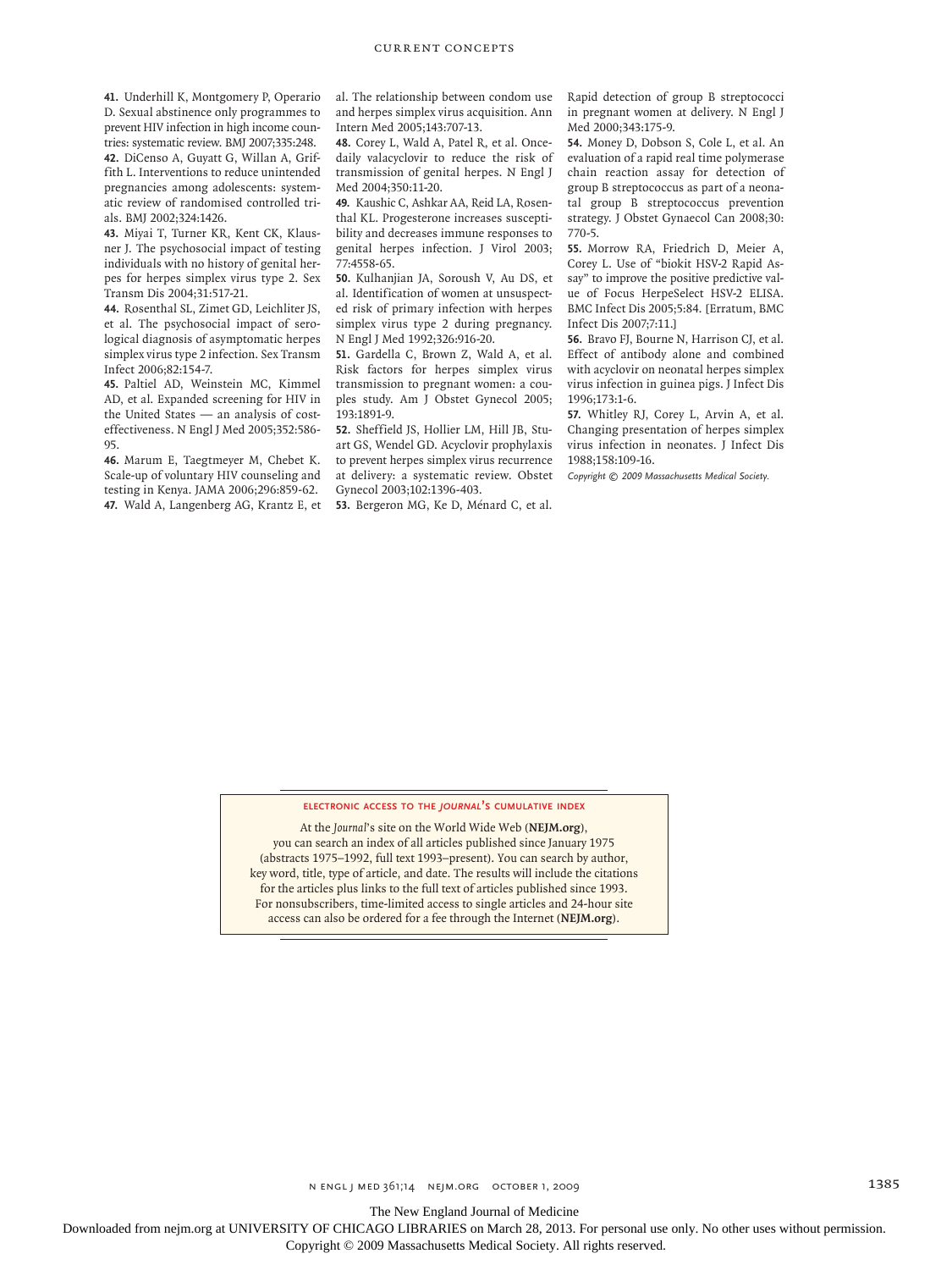41. Underhill K, Montgomery P, Operario D. Sexual abstinence only programmes to prevent HIV infection in high income countries: systematic review. BMJ 2007;335:248.

42. DiCenso A, Guyatt G, Willan A, Griffith L. Interventions to reduce unintended pregnancies among adolescents: systematic review of randomised controlled trials. BMJ 2002;324:1426.

43. Miyai T, Turner KR, Kent CK, Klausner J. The psychosocial impact of testing individuals with no history of genital herpes for herpes simplex virus type 2. Sex Transm Dis 2004;31:517-21.

44. Rosenthal SL, Zimet GD, Leichliter JS, et al. The psychosocial impact of serological diagnosis of asymptomatic herpes simplex virus type 2 infection. Sex Transm Infect 2006;82:154-7.

45. Paltiel AD, Weinstein MC, Kimmel AD, et al. Expanded screening for HIV in the United States — an analysis of cost-effectiveness. N Engl J Med 2005;352:586-95.

46. Marum E, Taegtmeyer M, Chebet K. Scale-up of voluntary HIV counseling and testing in Kenya. JAMA 2006;296:859-62.

47. Wald A, Langenberg AG, Krantz E, et al. The relationship between condom use and herpes simplex virus acquisition. Ann Intern Med 2005;143:707-13.

48. Corey L, Wald A, Patel R, et al. Once-daily valacyclovir to reduce the risk of transmission of genital herpes. N Engl J Med 2004;350:11-20.

49. Kaushic C, Ashkar AA, Reid LA, Rosenthal KL. Progesterone increases susceptibility and decreases immune responses to genital herpes infection. J Virol 2003;77:4558-65.

50. Kulhanjian JA, Soroush V, Au DS, et al. Identification of women at unsuspected risk of primary infection with herpes simplex virus type 2 during pregnancy. N Engl J Med 1992;326:916-20.

51. Gardella C, Brown Z, Wald A, et al. Risk factors for herpes simplex virus transmission to pregnant women: a couples study. Am J Obstet Gynecol 2005;193:1891-9.

52. Sheffield JS, Hollier LM, Hill JB, Stuart GS, Wendel GD. Acyclovir prophylaxis to prevent herpes simplex virus recurrence at delivery: a systematic review. Obstet Gynecol 2003;102:1396-403.

53. Bergeron MG, Ke D, Ménard C, et al. Rapid detection of group B streptococci in pregnant women at delivery. N Engl J Med 2000;343:175-9.

54. Money D, Dobson S, Cole L, et al. An evaluation of a rapid real time polymerase chain reaction assay for detection of group B streptococcus as part of a neonatal group B streptococcus prevention strategy. J Obstet Gynaecol Can 2008;30:770-5.

55. Morrow RA, Friedrich D, Meier A, Corey L. Use of "biokit HSV-2 Rapid Assay" to improve the positive predictive value of Focus HerpeSelect HSV-2 ELISA. BMC Infect Dis 2005;5:84. [Erratum, BMC Infect Dis 2007;7:11.]

56. Bravo FJ, Bourne N, Harrison CJ, et al. Effect of antibody alone and combined with acyclovir on neonatal herpes simplex virus infection in guinea pigs. J Infect Dis 1996;173:1-6.

57. Whitley RJ, Corey L, Arvin A, et al. Changing presentation of herpes simplex virus infection in neonates. J Infect Dis 1988;158:109-16.

*Copyright © 2009 Massachusetts Medical Society.*

---

**ELECTRONIC ACCESS TO THE *JOURNAL*'S CUMULATIVE INDEX**

At the *Journal*'s site on the World Wide Web (**NEJM.org**), you can search an index of all articles published since January 1975 (abstracts 1975–1992, full text 1993–present). You can search by author, key word, title, type of article, and date. The results will include the citations for the articles plus links to the full text of articles published since 1993. For nonsubscribers, time-limited access to single articles and 24-hour site access can also be ordered for a fee through the Internet (**NEJM.org**).